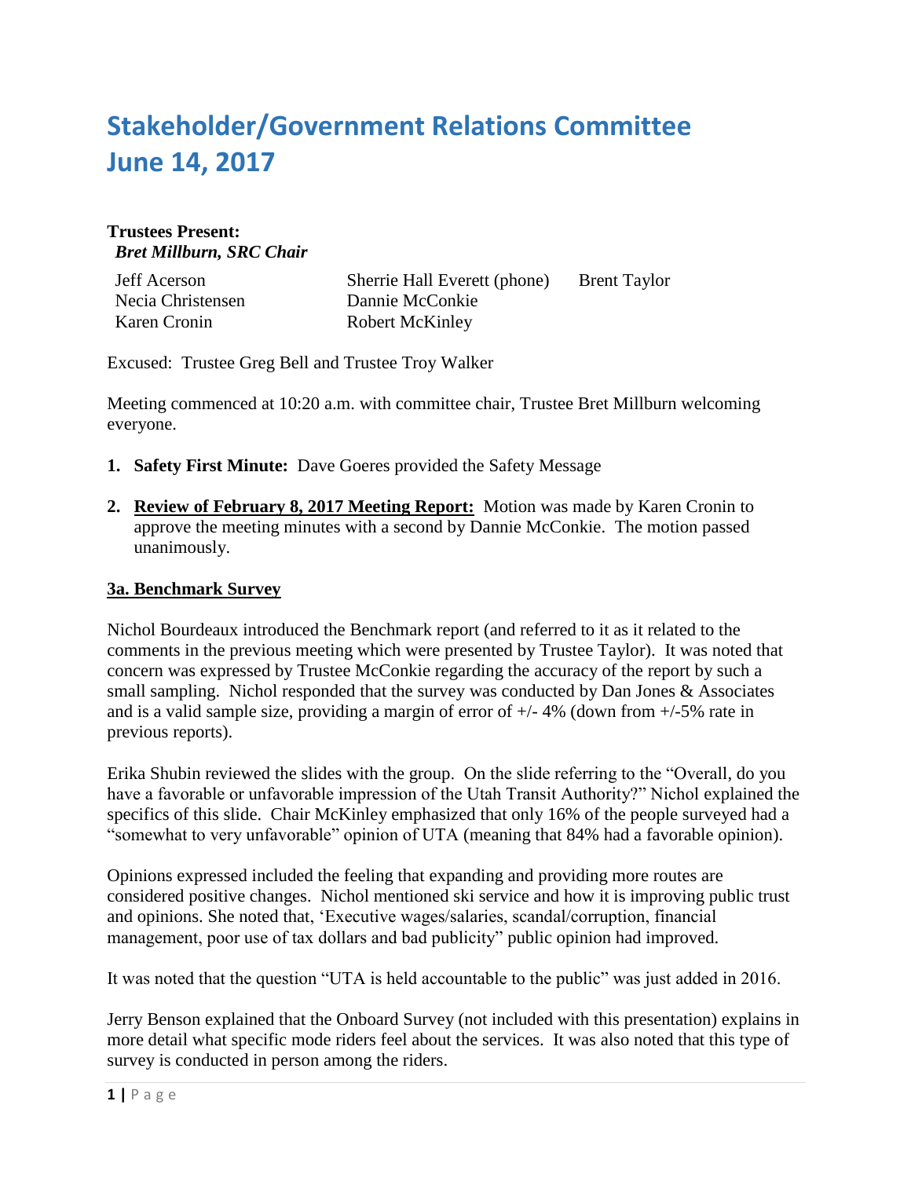# Stakeholder/Government Relations Committee
# June 14, 2017

**Trustees Present:**
***Bret Millburn, SRC Chair***

| | | |
|---|---|---|
| Jeff Acerson | Sherrie Hall Everett (phone) | Brent Taylor |
| Necia Christensen | Dannie McConkie | |
| Karen Cronin | Robert McKinley | |

Excused: Trustee Greg Bell and Trustee Troy Walker

Meeting commenced at 10:20 a.m. with committee chair, Trustee Bret Millburn welcoming everyone.

1. **Safety First Minute:** Dave Goeres provided the Safety Message
2. **Review of February 8, 2017 Meeting Report:** Motion was made by Karen Cronin to approve the meeting minutes with a second by Dannie McConkie. The motion passed unanimously.

**3a. Benchmark Survey**

Nichol Bourdeaux introduced the Benchmark report (and referred to it as it related to the comments in the previous meeting which were presented by Trustee Taylor). It was noted that concern was expressed by Trustee McConkie regarding the accuracy of the report by such a small sampling. Nichol responded that the survey was conducted by Dan Jones & Associates and is a valid sample size, providing a margin of error of +/- 4% (down from +/-5% rate in previous reports).

Erika Shubin reviewed the slides with the group. On the slide referring to the "Overall, do you have a favorable or unfavorable impression of the Utah Transit Authority?" Nichol explained the specifics of this slide. Chair McKinley emphasized that only 16% of the people surveyed had a "somewhat to very unfavorable" opinion of UTA (meaning that 84% had a favorable opinion).

Opinions expressed included the feeling that expanding and providing more routes are considered positive changes. Nichol mentioned ski service and how it is improving public trust and opinions. She noted that, 'Executive wages/salaries, scandal/corruption, financial management, poor use of tax dollars and bad publicity" public opinion had improved.

It was noted that the question "UTA is held accountable to the public" was just added in 2016.

Jerry Benson explained that the Onboard Survey (not included with this presentation) explains in more detail what specific mode riders feel about the services. It was also noted that this type of survey is conducted in person among the riders.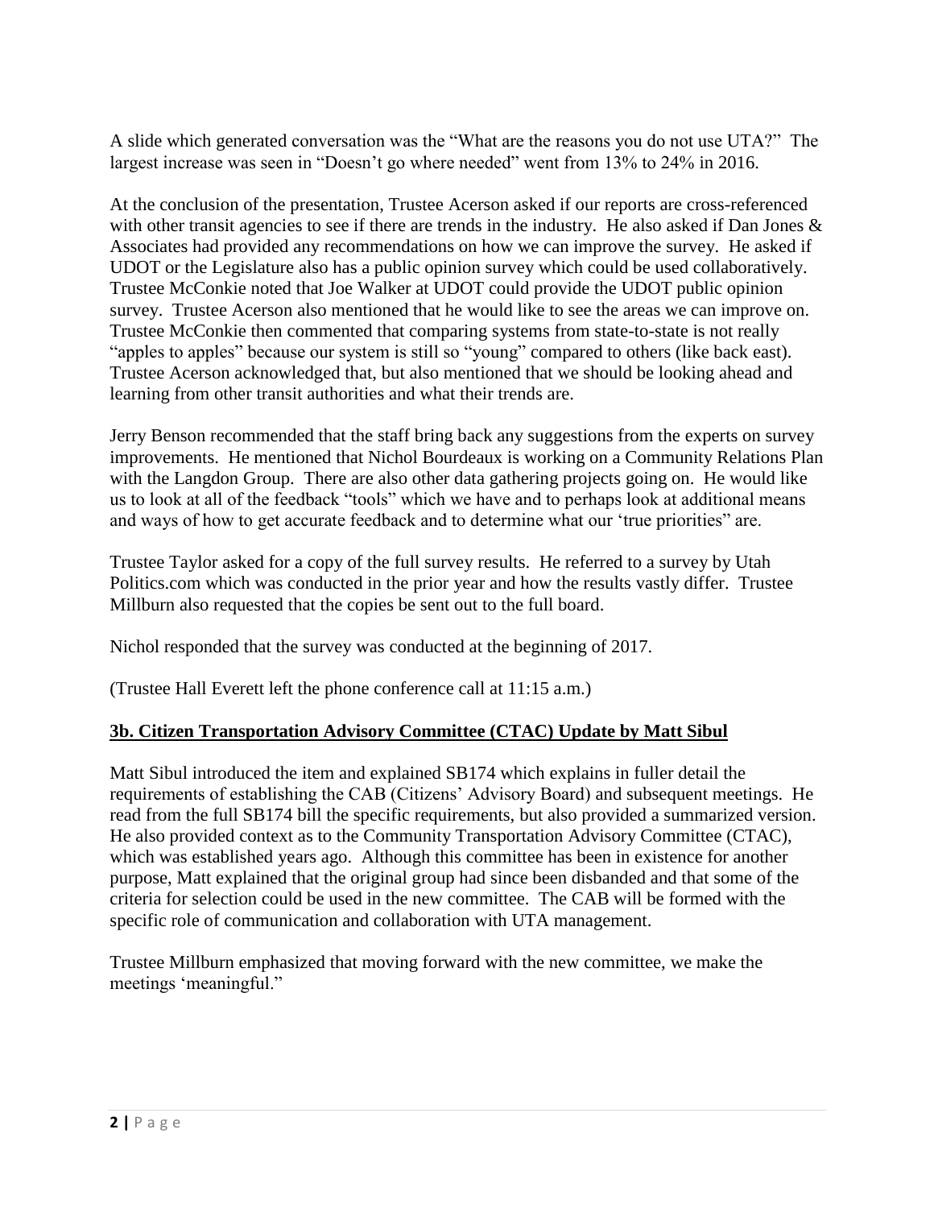A slide which generated conversation was the "What are the reasons you do not use UTA?" The largest increase was seen in "Doesn't go where needed" went from 13% to 24% in 2016.

At the conclusion of the presentation, Trustee Acerson asked if our reports are cross-referenced with other transit agencies to see if there are trends in the industry. He also asked if Dan Jones & Associates had provided any recommendations on how we can improve the survey. He asked if UDOT or the Legislature also has a public opinion survey which could be used collaboratively. Trustee McConkie noted that Joe Walker at UDOT could provide the UDOT public opinion survey. Trustee Acerson also mentioned that he would like to see the areas we can improve on. Trustee McConkie then commented that comparing systems from state-to-state is not really "apples to apples" because our system is still so "young" compared to others (like back east). Trustee Acerson acknowledged that, but also mentioned that we should be looking ahead and learning from other transit authorities and what their trends are.

Jerry Benson recommended that the staff bring back any suggestions from the experts on survey improvements. He mentioned that Nichol Bourdeaux is working on a Community Relations Plan with the Langdon Group. There are also other data gathering projects going on. He would like us to look at all of the feedback "tools" which we have and to perhaps look at additional means and ways of how to get accurate feedback and to determine what our 'true priorities" are.

Trustee Taylor asked for a copy of the full survey results. He referred to a survey by Utah Politics.com which was conducted in the prior year and how the results vastly differ. Trustee Millburn also requested that the copies be sent out to the full board.

Nichol responded that the survey was conducted at the beginning of 2017.

(Trustee Hall Everett left the phone conference call at 11:15 a.m.)

**3b. Citizen Transportation Advisory Committee (CTAC) Update by Matt Sibul**

Matt Sibul introduced the item and explained SB174 which explains in fuller detail the requirements of establishing the CAB (Citizens' Advisory Board) and subsequent meetings. He read from the full SB174 bill the specific requirements, but also provided a summarized version. He also provided context as to the Community Transportation Advisory Committee (CTAC), which was established years ago. Although this committee has been in existence for another purpose, Matt explained that the original group had since been disbanded and that some of the criteria for selection could be used in the new committee. The CAB will be formed with the specific role of communication and collaboration with UTA management.

Trustee Millburn emphasized that moving forward with the new committee, we make the meetings 'meaningful."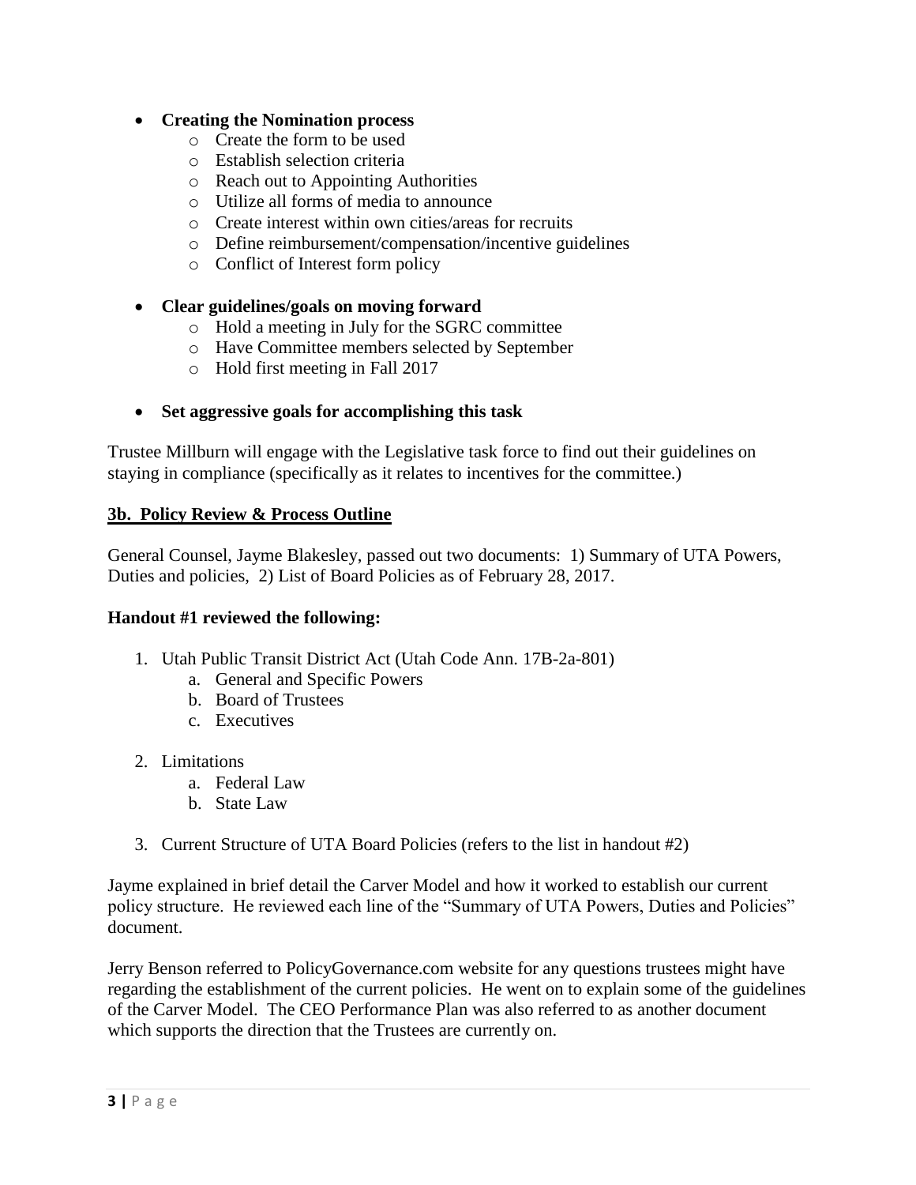- **Creating the Nomination process**
    - Create the form to be used
    - Establish selection criteria
    - Reach out to Appointing Authorities
    - Utilize all forms of media to announce
    - Create interest within own cities/areas for recruits
    - Define reimbursement/compensation/incentive guidelines
    - Conflict of Interest form policy

- **Clear guidelines/goals on moving forward**
    - Hold a meeting in July for the SGRC committee
    - Have Committee members selected by September
    - Hold first meeting in Fall 2017

- **Set aggressive goals for accomplishing this task**

Trustee Millburn will engage with the Legislative task force to find out their guidelines on staying in compliance (specifically as it relates to incentives for the committee.)

## 3b. Policy Review & Process Outline

General Counsel, Jayme Blakesley, passed out two documents: 1) Summary of UTA Powers, Duties and policies, 2) List of Board Policies as of February 28, 2017.

**Handout #1 reviewed the following:**

1. Utah Public Transit District Act (Utah Code Ann. 17B-2a-801)
    a. General and Specific Powers
    b. Board of Trustees
    c. Executives

2. Limitations
    a. Federal Law
    b. State Law

3. Current Structure of UTA Board Policies (refers to the list in handout #2)

Jayme explained in brief detail the Carver Model and how it worked to establish our current policy structure. He reviewed each line of the "Summary of UTA Powers, Duties and Policies" document.

Jerry Benson referred to PolicyGovernance.com website for any questions trustees might have regarding the establishment of the current policies. He went on to explain some of the guidelines of the Carver Model. The CEO Performance Plan was also referred to as another document which supports the direction that the Trustees are currently on.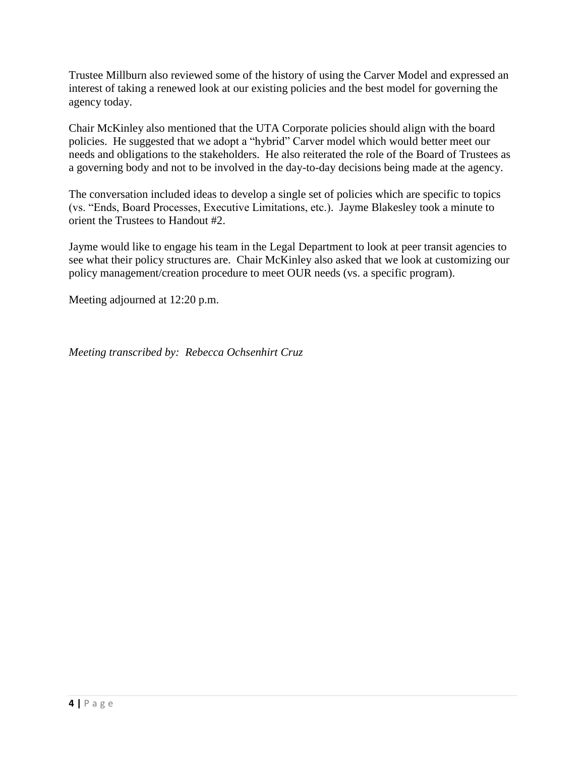Trustee Millburn also reviewed some of the history of using the Carver Model and expressed an interest of taking a renewed look at our existing policies and the best model for governing the agency today.

Chair McKinley also mentioned that the UTA Corporate policies should align with the board policies. He suggested that we adopt a "hybrid" Carver model which would better meet our needs and obligations to the stakeholders. He also reiterated the role of the Board of Trustees as a governing body and not to be involved in the day-to-day decisions being made at the agency.

The conversation included ideas to develop a single set of policies which are specific to topics (vs. "Ends, Board Processes, Executive Limitations, etc.). Jayme Blakesley took a minute to orient the Trustees to Handout #2.

Jayme would like to engage his team in the Legal Department to look at peer transit agencies to see what their policy structures are. Chair McKinley also asked that we look at customizing our policy management/creation procedure to meet OUR needs (vs. a specific program).

Meeting adjourned at 12:20 p.m.

*Meeting transcribed by: Rebecca Ochsenhirt Cruz*